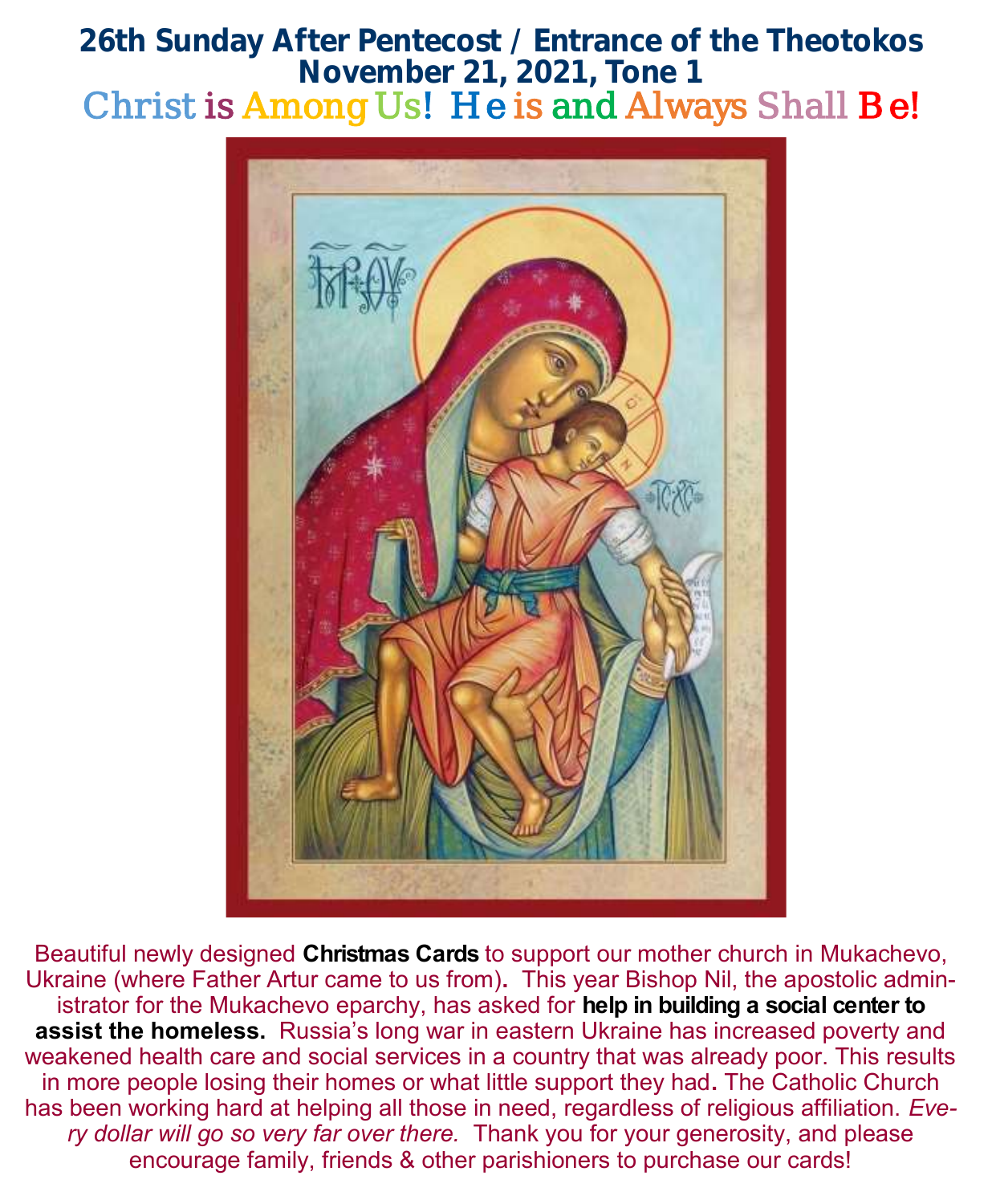# 26th Sunday After Pentecost / Entrance of the Theotokos
## November 21, 2021, Tone 1

## Christ is Among Us! He is and Always Shall Be!

Beautiful newly designed **Christmas Cards** to support our mother church in Mukachevo, Ukraine (where Father Artur came to us from). This year Bishop Nil, the apostolic administrator for the Mukachevo eparchy, has asked for **help in building a social center to assist the homeless.** Russia's long war in eastern Ukraine has increased poverty and weakened health care and social services in a country that was already poor. This results in more people losing their homes or what little support they had. The Catholic Church has been working hard at helping all those in need, regardless of religious affiliation. *Every dollar will go so very far over there.* Thank you for your generosity, and please encourage family, friends & other parishioners to purchase our cards!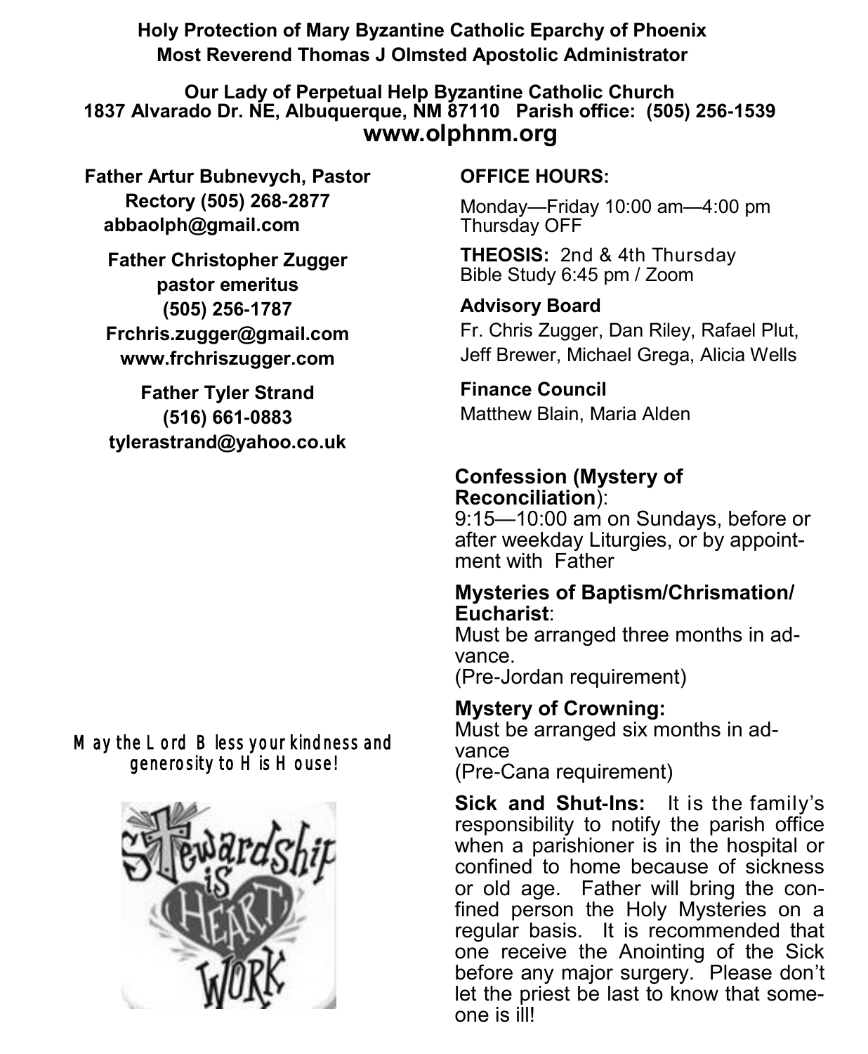**Holy Protection of Mary Byzantine Catholic Eparchy of Phoenix**
**Most Reverend Thomas J Olmsted Apostolic Administrator**

**Our Lady of Perpetual Help Byzantine Catholic Church**
**1837 Alvarado Dr. NE, Albuquerque, NM 87110 Parish office: (505) 256-1539**
**www.olphnm.org**

**Father Artur Bubnevych, Pastor**
**Rectory (505) 268-2877**
**abbaolph@gmail.com**

**Father Christopher Zugger**
**pastor emeritus**
**(505) 256-1787**
**Frchris.zugger@gmail.com**
**www.frchriszugger.com**

**Father Tyler Strand**
**(516) 661-0883**
**tylerastrand@yahoo.co.uk**

May the Lord Bless your kindness and generosity to His House!

**OFFICE HOURS:**

Monday—Friday 10:00 am—4:00 pm
Thursday OFF

**THEOSIS:** 2nd & 4th Thursday
Bible Study 6:45 pm / Zoom

**Advisory Board**
Fr. Chris Zugger, Dan Riley, Rafael Plut, Jeff Brewer, Michael Grega, Alicia Wells

**Finance Council**
Matthew Blain, Maria Alden

**Confession (Mystery of Reconciliation)**:
9:15—10:00 am on Sundays, before or after weekday Liturgies, or by appointment with Father

**Mysteries of Baptism/Chrismation/Eucharist**:
Must be arranged three months in advance.
(Pre-Jordan requirement)

**Mystery of Crowning:**
Must be arranged six months in advance
(Pre-Cana requirement)

**Sick and Shut-Ins:** It is the family's responsibility to notify the parish office when a parishioner is in the hospital or confined to home because of sickness or old age. Father will bring the confined person the Holy Mysteries on a regular basis. It is recommended that one receive the Anointing of the Sick before any major surgery. Please don't let the priest be last to know that someone is ill!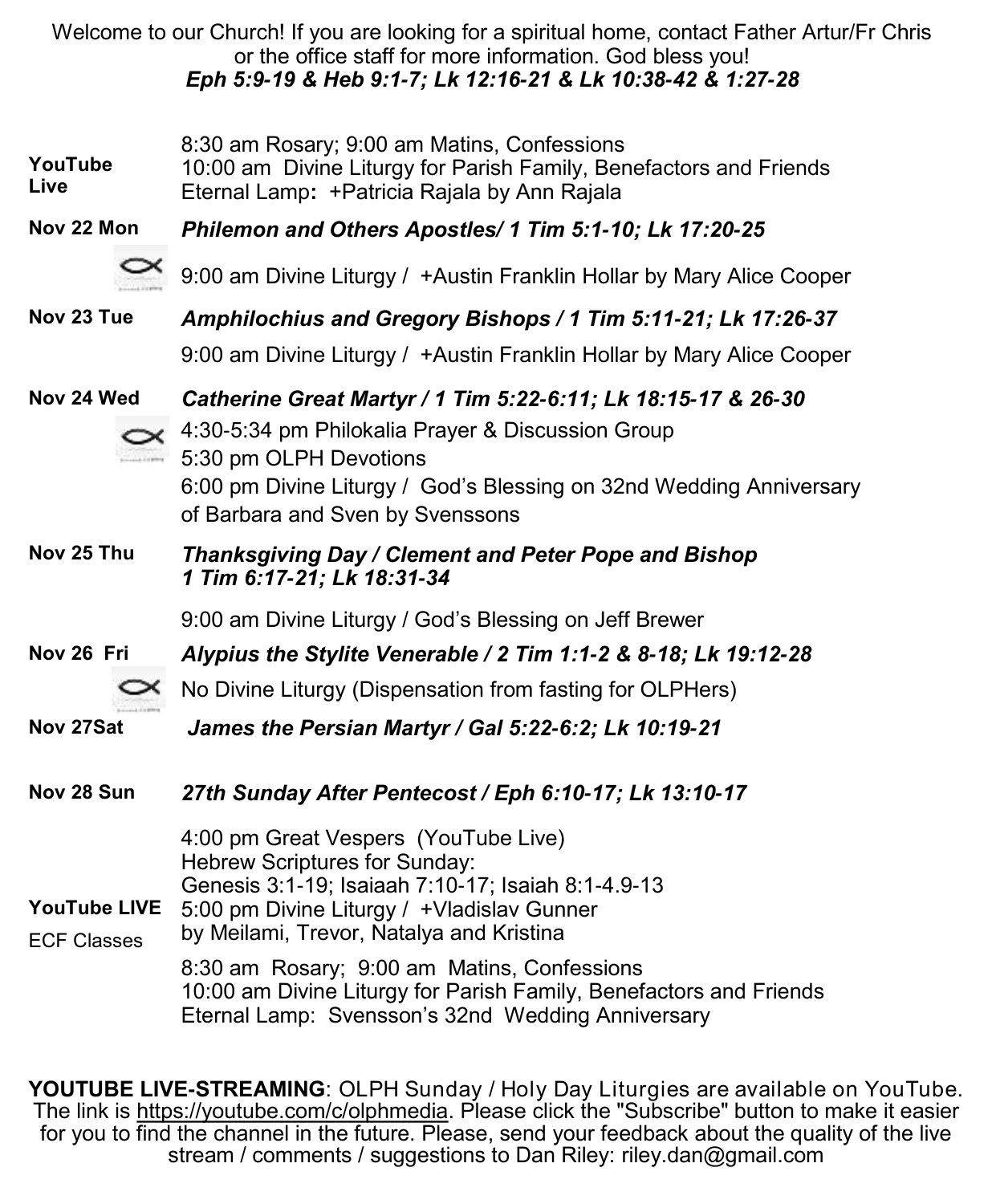Welcome to our Church! If you are looking for a spiritual home, contact Father Artur/Fr Chris or the office staff for more information. God bless you!
***Eph 5:9-19 & Heb 9:1-7; Lk 12:16-21 & Lk 10:38-42 & 1:27-28***

| | |
|---|---|
| **YouTube Live** | 8:30 am Rosary; 9:00 am Matins, Confessions<br>10:00 am Divine Liturgy for Parish Family, Benefactors and Friends<br>Eternal Lamp**:** +Patricia Rajala by Ann Rajala |
| **Nov 22 Mon** | ***Philemon and Others Apostles/ 1 Tim 5:1-10; Lk 17:20-25*** |
| | 9:00 am Divine Liturgy / +Austin Franklin Hollar by Mary Alice Cooper |
| **Nov 23 Tue** | ***Amphilochius and Gregory Bishops / 1 Tim 5:11-21; Lk 17:26-37*** |
| | 9:00 am Divine Liturgy / +Austin Franklin Hollar by Mary Alice Cooper |
| **Nov 24 Wed** | ***Catherine Great Martyr / 1 Tim 5:22-6:11; Lk 18:15-17 & 26-30*** |
| | 4:30-5:34 pm Philokalia Prayer & Discussion Group<br>5:30 pm OLPH Devotions<br>6:00 pm Divine Liturgy / God's Blessing on 32nd Wedding Anniversary of Barbara and Sven by Svenssons |
| **Nov 25 Thu** | ***Thanksgiving Day / Clement and Peter Pope and Bishop 1 Tim 6:17-21; Lk 18:31-34*** |
| | 9:00 am Divine Liturgy / God's Blessing on Jeff Brewer |
| **Nov 26 Fri** | ***Alypius the Stylite Venerable / 2 Tim 1:1-2 & 8-18; Lk 19:12-28*** |
| | No Divine Liturgy (Dispensation from fasting for OLPHers) |
| **Nov 27Sat** | ***James the Persian Martyr / Gal 5:22-6:2; Lk 10:19-21*** |
| **Nov 28 Sun** | ***27th Sunday After Pentecost / Eph 6:10-17; Lk 13:10-17*** |
| **YouTube LIVE**<br>ECF Classes | 4:00 pm Great Vespers (YouTube Live)<br>Hebrew Scriptures for Sunday:<br>Genesis 3:1-19; Isaiaah 7:10-17; Isaiah 8:1-4.9-13<br>5:00 pm Divine Liturgy / +Vladislav Gunner by Meilami, Trevor, Natalya and Kristina |
| | 8:30 am Rosary; 9:00 am Matins, Confessions<br>10:00 am Divine Liturgy for Parish Family, Benefactors and Friends<br>Eternal Lamp: Svensson's 32nd Wedding Anniversary |

**YOUTUBE LIVE-STREAMING**: OLPH Sunday / Holy Day Liturgies are available on YouTube. The link is https://youtube.com/c/olphmedia. Please click the "Subscribe" button to make it easier for you to find the channel in the future. Please, send your feedback about the quality of the live stream / comments / suggestions to Dan Riley: riley.dan@gmail.com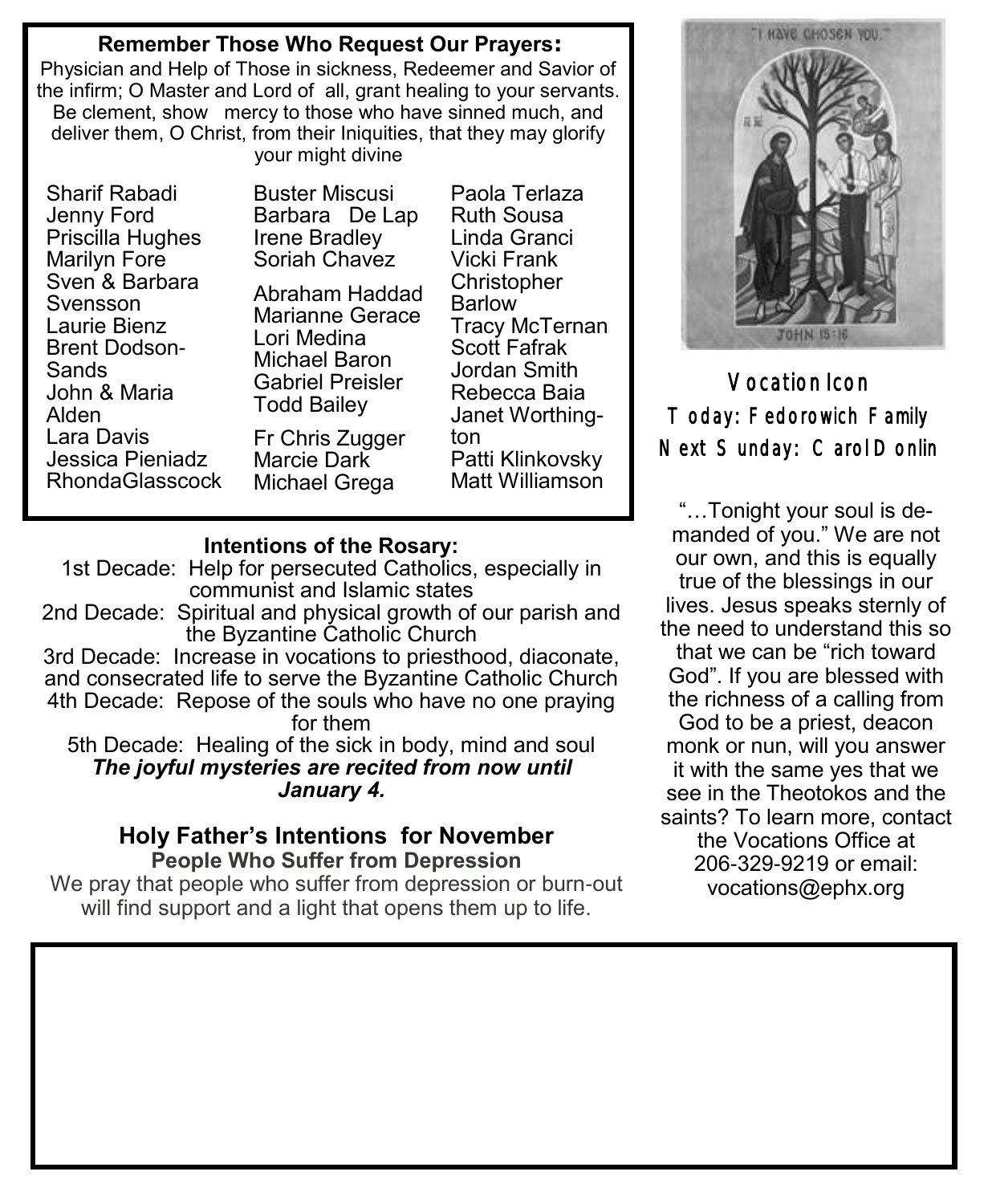## Remember Those Who Request Our Prayers:

Physician and Help of Those in sickness, Redeemer and Savior of the infirm; O Master and Lord of all, grant healing to your servants. Be clement, show mercy to those who have sinned much, and deliver them, O Christ, from their Iniquities, that they may glorify your might divine

Sharif Rabadi
Jenny Ford
Priscilla Hughes
Marilyn Fore
Sven & Barbara Svensson
Laurie Bienz
Brent Dodson-Sands
John & Maria Alden
Lara Davis
Jessica Pieniadz
RhondaGlasscock

Buster Miscusi
Barbara De Lap
Irene Bradley
Soriah Chavez

Abraham Haddad
Marianne Gerace
Lori Medina
Michael Baron
Gabriel Preisler
Todd Bailey

Fr Chris Zugger
Marcie Dark
Michael Grega

Paola Terlaza
Ruth Sousa
Linda Granci
Vicki Frank
Christopher Barlow
Tracy McTernan
Scott Fafrak
Jordan Smith
Rebecca Baia
Janet Worthington
Patti Klinkovsky
Matt Williamson

## Intentions of the Rosary:

1st Decade: Help for persecuted Catholics, especially in communist and Islamic states
2nd Decade: Spiritual and physical growth of our parish and the Byzantine Catholic Church
3rd Decade: Increase in vocations to priesthood, diaconate, and consecrated life to serve the Byzantine Catholic Church
4th Decade: Repose of the souls who have no one praying for them
5th Decade: Healing of the sick in body, mind and soul

***The joyful mysteries are recited from now until January 4.***

## Holy Father's Intentions for November

**People Who Suffer from Depression**

We pray that people who suffer from depression or burn-out will find support and a light that opens them up to life.

"I HAVE CHOSEN YOU."
JOHN 15:16

## Vocation Icon

Today: Fedorowich Family
Next Sunday: Carol Donlin

"…Tonight your soul is demanded of you." We are not our own, and this is equally true of the blessings in our lives. Jesus speaks sternly of the need to understand this so that we can be "rich toward God". If you are blessed with the richness of a calling from God to be a priest, deacon monk or nun, will you answer it with the same yes that we see in the Theotokos and the saints? To learn more, contact the Vocations Office at 206-329-9219 or email: vocations@ephx.org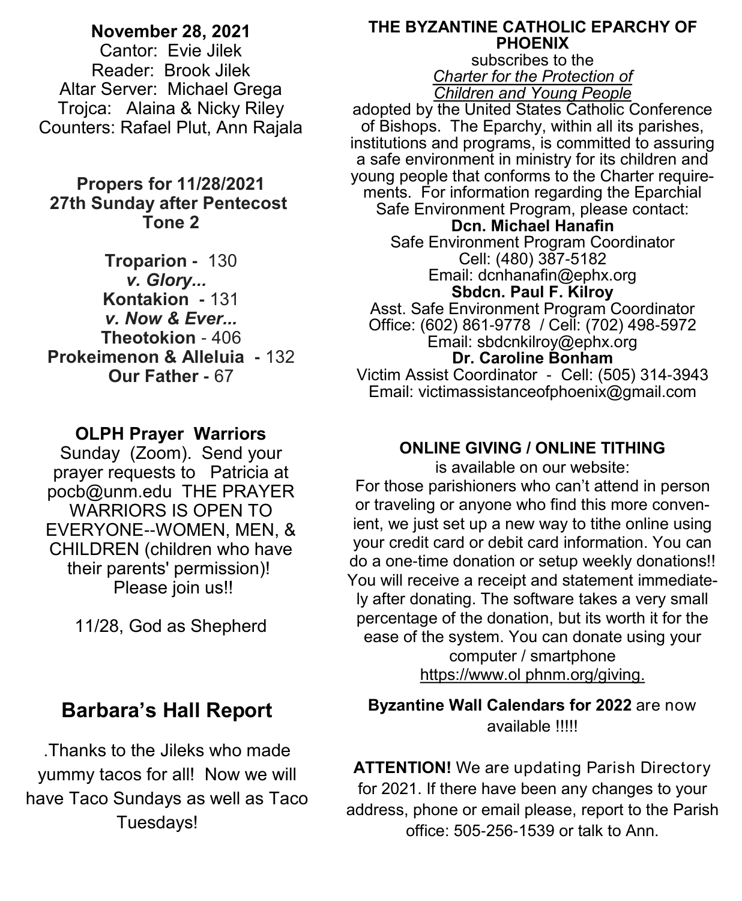**November 28, 2021**

Cantor: Evie Jilek
Reader: Brook Jilek
Altar Server: Michael Grega
Trojca: Alaina & Nicky Riley
Counters: Rafael Plut, Ann Rajala

**Propers for 11/28/2021**
**27th Sunday after Pentecost**
**Tone 2**

**Troparion -** 130
***v. Glory...***
**Kontakion -** 131
***v. Now & Ever...***
**Theotokion** - 406
**Prokeimenon & Alleluia -** 132
**Our Father -** 67

**OLPH Prayer Warriors**

Sunday (Zoom). Send your prayer requests to Patricia at pocb@unm.edu THE PRAYER WARRIORS IS OPEN TO EVERYONE--WOMEN, MEN, & CHILDREN (children who have their parents' permission)! Please join us!!

11/28, God as Shepherd

## Barbara's Hall Report

.Thanks to the Jileks who made yummy tacos for all! Now we will have Taco Sundays as well as Taco Tuesdays!

**THE BYZANTINE CATHOLIC EPARCHY OF PHOENIX**

subscribes to the
*Charter for the Protection of Children and Young People*
adopted by the United States Catholic Conference of Bishops. The Eparchy, within all its parishes, institutions and programs, is committed to assuring a safe environment in ministry for its children and young people that conforms to the Charter requirements. For information regarding the Eparchial Safe Environment Program, please contact:

**Dcn. Michael Hanafin**
Safe Environment Program Coordinator
Cell: (480) 387-5182
Email: dcnhanafin@ephx.org

**Sbdcn. Paul F. Kilroy**
Asst. Safe Environment Program Coordinator
Office: (602) 861-9778 / Cell: (702) 498-5972
Email: sbdcnkilroy@ephx.org

**Dr. Caroline Bonham**
Victim Assist Coordinator - Cell: (505) 314-3943
Email: victimassistanceofphoenix@gmail.com

**ONLINE GIVING / ONLINE TITHING**

is available on our website:
For those parishioners who can't attend in person or traveling or anyone who find this more convenient, we just set up a new way to tithe online using your credit card or debit card information. You can do a one-time donation or setup weekly donations!! You will receive a receipt and statement immediately after donating. The software takes a very small percentage of the donation, but its worth it for the ease of the system. You can donate using your computer / smartphone
https://www.ol phnm.org/giving.

**Byzantine Wall Calendars for 2022** are now available !!!!!

**ATTENTION!** We are updating Parish Directory for 2021. If there have been any changes to your address, phone or email please, report to the Parish office: 505-256-1539 or talk to Ann.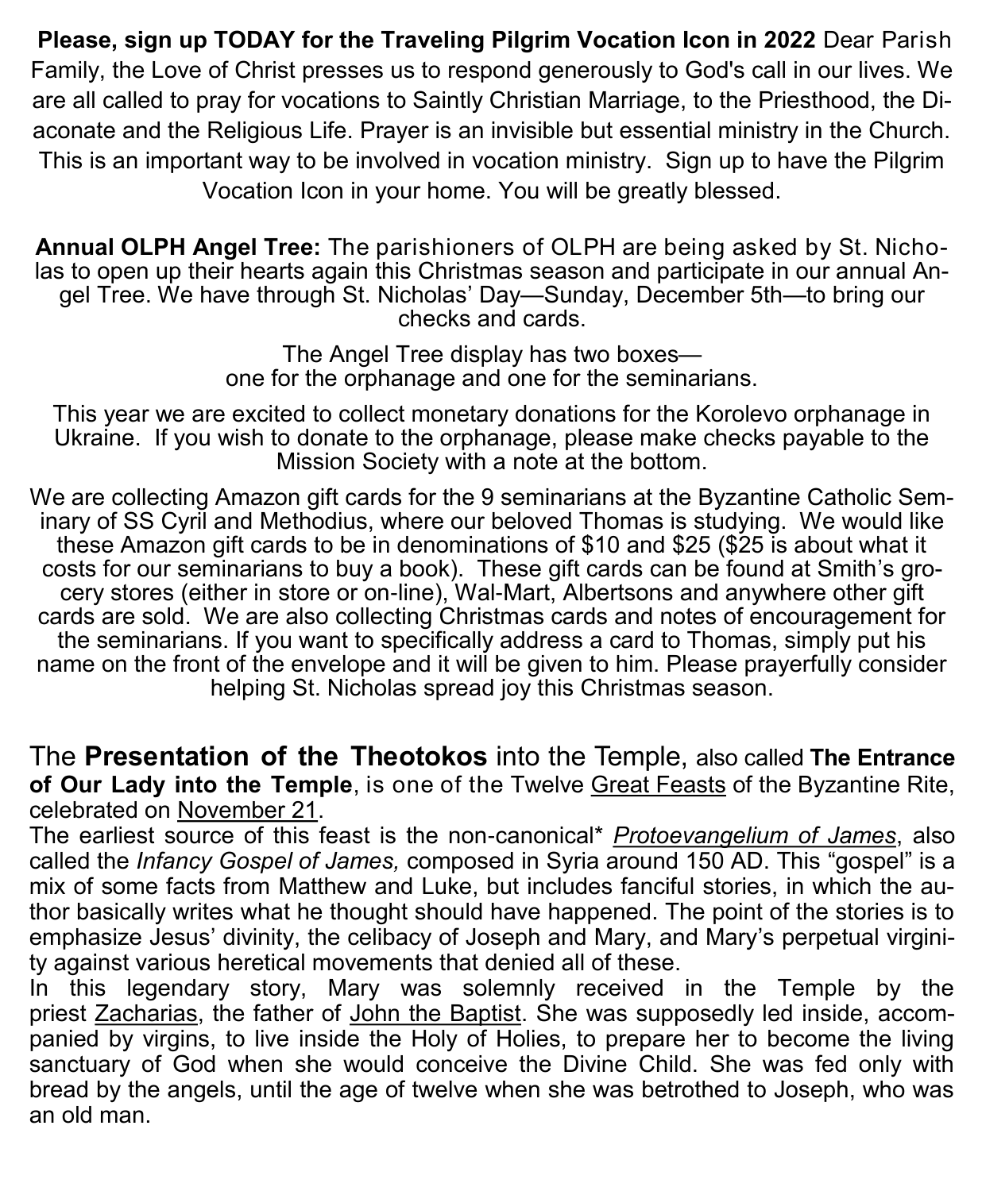**Please, sign up TODAY for the Traveling Pilgrim Vocation Icon in 2022** Dear Parish Family, the Love of Christ presses us to respond generously to God's call in our lives. We are all called to pray for vocations to Saintly Christian Marriage, to the Priesthood, the Diaconate and the Religious Life. Prayer is an invisible but essential ministry in the Church. This is an important way to be involved in vocation ministry. Sign up to have the Pilgrim Vocation Icon in your home. You will be greatly blessed.

**Annual OLPH Angel Tree:** The parishioners of OLPH are being asked by St. Nicholas to open up their hearts again this Christmas season and participate in our annual Angel Tree. We have through St. Nicholas' Day—Sunday, December 5th—to bring our checks and cards.

The Angel Tree display has two boxes—
one for the orphanage and one for the seminarians.

This year we are excited to collect monetary donations for the Korolevo orphanage in Ukraine. If you wish to donate to the orphanage, please make checks payable to the Mission Society with a note at the bottom.

We are collecting Amazon gift cards for the 9 seminarians at the Byzantine Catholic Seminary of SS Cyril and Methodius, where our beloved Thomas is studying. We would like these Amazon gift cards to be in denominations of $10 and $25 ($25 is about what it costs for our seminarians to buy a book). These gift cards can be found at Smith's grocery stores (either in store or on-line), Wal-Mart, Albertsons and anywhere other gift cards are sold. We are also collecting Christmas cards and notes of encouragement for the seminarians. If you want to specifically address a card to Thomas, simply put his name on the front of the envelope and it will be given to him. Please prayerfully consider helping St. Nicholas spread joy this Christmas season.

The **Presentation of the Theotokos** into the Temple, also called **The Entrance of Our Lady into the Temple**, is one of the Twelve Great Feasts of the Byzantine Rite, celebrated on November 21.

The earliest source of this feast is the non-canonical* *Protoevangelium of James*, also called the *Infancy Gospel of James,* composed in Syria around 150 AD. This "gospel" is a mix of some facts from Matthew and Luke, but includes fanciful stories, in which the author basically writes what he thought should have happened. The point of the stories is to emphasize Jesus' divinity, the celibacy of Joseph and Mary, and Mary's perpetual virginity against various heretical movements that denied all of these.

In this legendary story, Mary was solemnly received in the Temple by the priest Zacharias, the father of John the Baptist. She was supposedly led inside, accompanied by virgins, to live inside the Holy of Holies, to prepare her to become the living sanctuary of God when she would conceive the Divine Child. She was fed only with bread by the angels, until the age of twelve when she was betrothed to Joseph, who was an old man.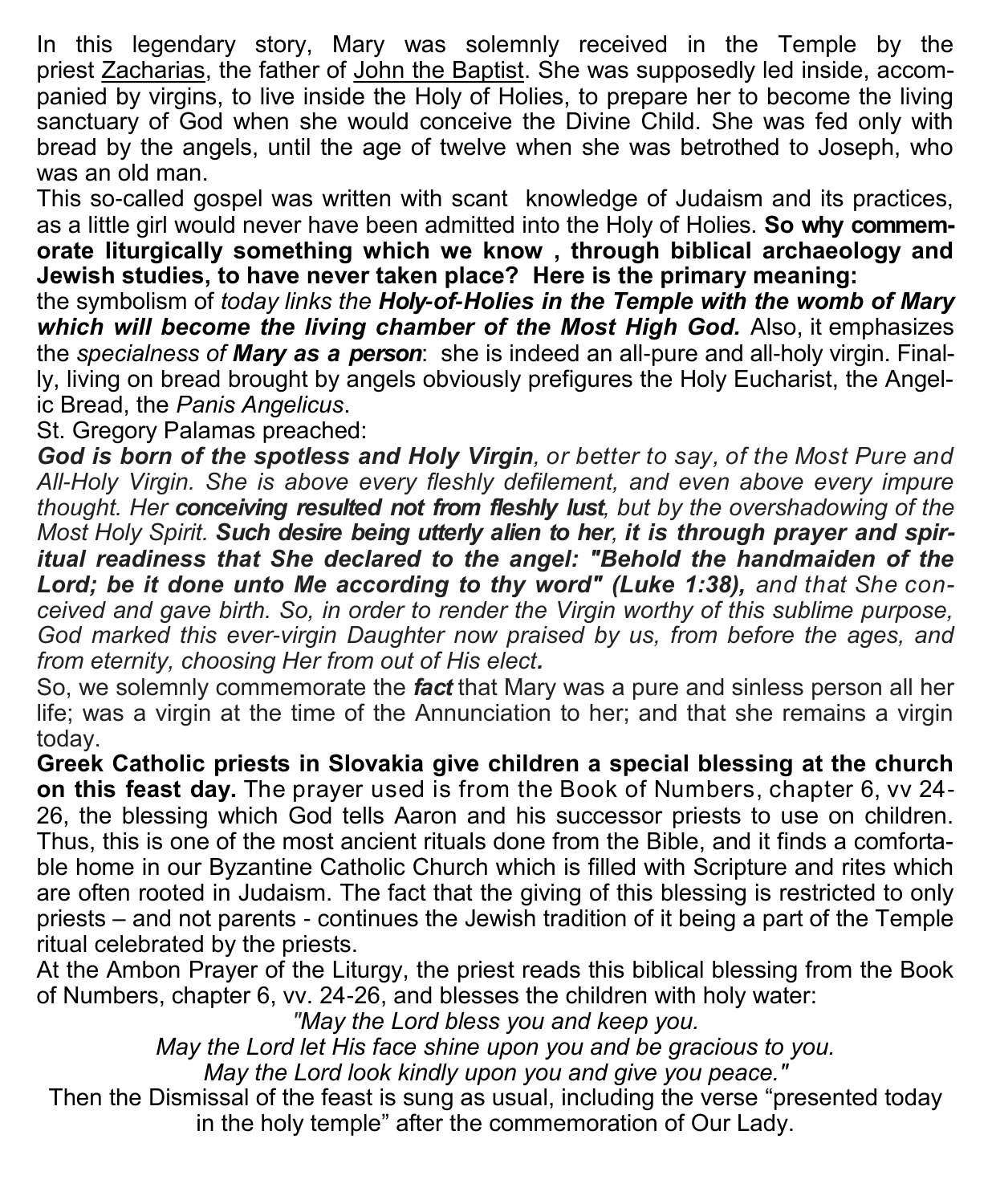In this legendary story, Mary was solemnly received in the Temple by the priest Zacharias, the father of John the Baptist. She was supposedly led inside, accompanied by virgins, to live inside the Holy of Holies, to prepare her to become the living sanctuary of God when she would conceive the Divine Child. She was fed only with bread by the angels, until the age of twelve when she was betrothed to Joseph, who was an old man.

This so-called gospel was written with scant knowledge of Judaism and its practices, as a little girl would never have been admitted into the Holy of Holies. **So why commemorate liturgically something which we know , through biblical archaeology and Jewish studies, to have never taken place? Here is the primary meaning:** the symbolism of *today links the **Holy-of-Holies in the Temple with the womb of Mary which will become the living chamber of the Most High God.*** Also, it emphasizes the *specialness of **Mary as a person***: she is indeed an all-pure and all-holy virgin. Finally, living on bread brought by angels obviously prefigures the Holy Eucharist, the Angelic Bread, the *Panis Angelicus*.

St. Gregory Palamas preached:

***God is born of the spotless and Holy Virgin**, or better to say, of the Most Pure and All-Holy Virgin. She is above every fleshly defilement, and even above every impure thought. Her **conceiving resulted not from fleshly lust**, but by the overshadowing of the Most Holy Spirit. **Such desire being utterly alien to her, it is through prayer and spiritual readiness that She declared to the angel: "Behold the handmaiden of the Lord; be it done unto Me according to thy word" (Luke 1:38),** and that She conceived and gave birth. So, in order to render the Virgin worthy of this sublime purpose, God marked this ever-virgin Daughter now praised by us, from before the ages, and from eternity, choosing Her from out of His elect**.***

So, we solemnly commemorate the ***fact*** that Mary was a pure and sinless person all her life; was a virgin at the time of the Annunciation to her; and that she remains a virgin today.

**Greek Catholic priests in Slovakia give children a special blessing at the church on this feast day.** The prayer used is from the Book of Numbers, chapter 6, vv 24-26, the blessing which God tells Aaron and his successor priests to use on children. Thus, this is one of the most ancient rituals done from the Bible, and it finds a comfortable home in our Byzantine Catholic Church which is filled with Scripture and rites which are often rooted in Judaism. The fact that the giving of this blessing is restricted to only priests – and not parents - continues the Jewish tradition of it being a part of the Temple ritual celebrated by the priests.

At the Ambon Prayer of the Liturgy, the priest reads this biblical blessing from the Book of Numbers, chapter 6, vv. 24-26, and blesses the children with holy water:

*"May the Lord bless you and keep you.*
*May the Lord let His face shine upon you and be gracious to you.*
*May the Lord look kindly upon you and give you peace."*

Then the Dismissal of the feast is sung as usual, including the verse "presented today in the holy temple" after the commemoration of Our Lady.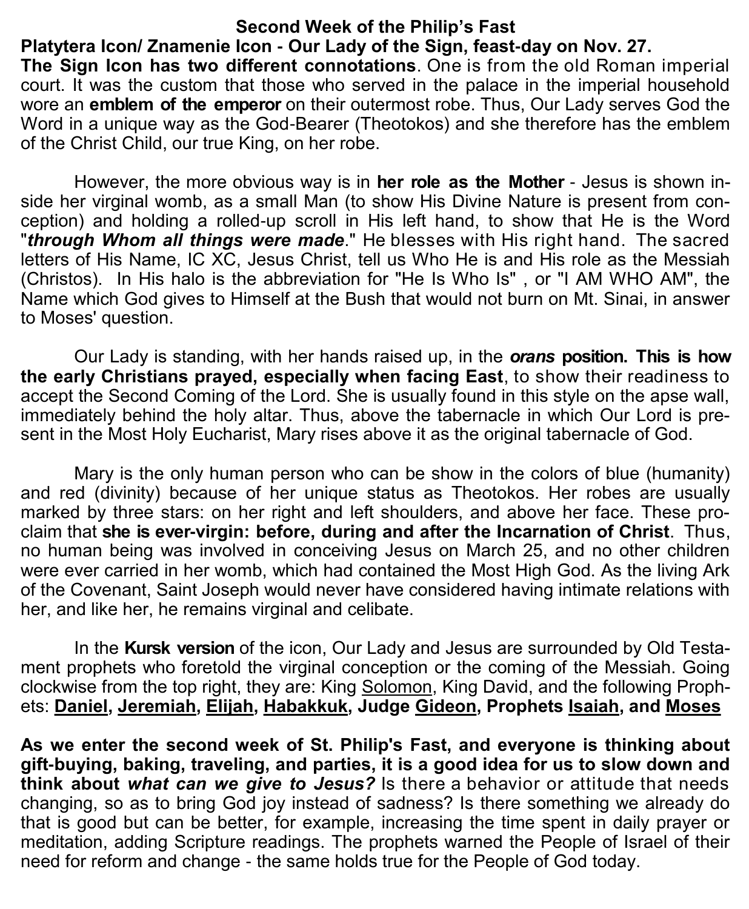## Second Week of the Philip's Fast

**Platytera Icon/ Znamenie Icon - Our Lady of the Sign, feast-day on Nov. 27.**

**The Sign Icon has two different connotations**. One is from the old Roman imperial court. It was the custom that those who served in the palace in the imperial household wore an **emblem of the emperor** on their outermost robe. Thus, Our Lady serves God the Word in a unique way as the God-Bearer (Theotokos) and she therefore has the emblem of the Christ Child, our true King, on her robe.

However, the more obvious way is in **her role as the Mother** - Jesus is shown inside her virginal womb, as a small Man (to show His Divine Nature is present from conception) and holding a rolled-up scroll in His left hand, to show that He is the Word "***through Whom all things were made***." He blesses with His right hand. The sacred letters of His Name, IC XC, Jesus Christ, tell us Who He is and His role as the Messiah (Christos). In His halo is the abbreviation for "He Is Who Is" , or "I AM WHO AM", the Name which God gives to Himself at the Bush that would not burn on Mt. Sinai, in answer to Moses' question.

Our Lady is standing, with her hands raised up, in the ***orans* position. This is how the early Christians prayed, especially when facing East**, to show their readiness to accept the Second Coming of the Lord. She is usually found in this style on the apse wall, immediately behind the holy altar. Thus, above the tabernacle in which Our Lord is present in the Most Holy Eucharist, Mary rises above it as the original tabernacle of God.

Mary is the only human person who can be show in the colors of blue (humanity) and red (divinity) because of her unique status as Theotokos. Her robes are usually marked by three stars: on her right and left shoulders, and above her face. These proclaim that **she is ever-virgin: before, during and after the Incarnation of Christ**. Thus, no human being was involved in conceiving Jesus on March 25, and no other children were ever carried in her womb, which had contained the Most High God. As the living Ark of the Covenant, Saint Joseph would never have considered having intimate relations with her, and like her, he remains virginal and celibate.

In the **Kursk version** of the icon, Our Lady and Jesus are surrounded by Old Testament prophets who foretold the virginal conception or the coming of the Messiah. Going clockwise from the top right, they are: King <u>Solomon</u>, King David, and the following Prophets: **<u>Daniel</u>, <u>Jeremiah</u>, <u>Elijah</u>, <u>Habakkuk</u>, Judge <u>Gideon</u>, Prophets <u>Isaiah</u>, and <u>Moses</u>**

**As we enter the second week of St. Philip's Fast, and everyone is thinking about gift-buying, baking, traveling, and parties, it is a good idea for us to slow down and think about *what can we give to Jesus?*** Is there a behavior or attitude that needs changing, so as to bring God joy instead of sadness? Is there something we already do that is good but can be better, for example, increasing the time spent in daily prayer or meditation, adding Scripture readings. The prophets warned the People of Israel of their need for reform and change - the same holds true for the People of God today.